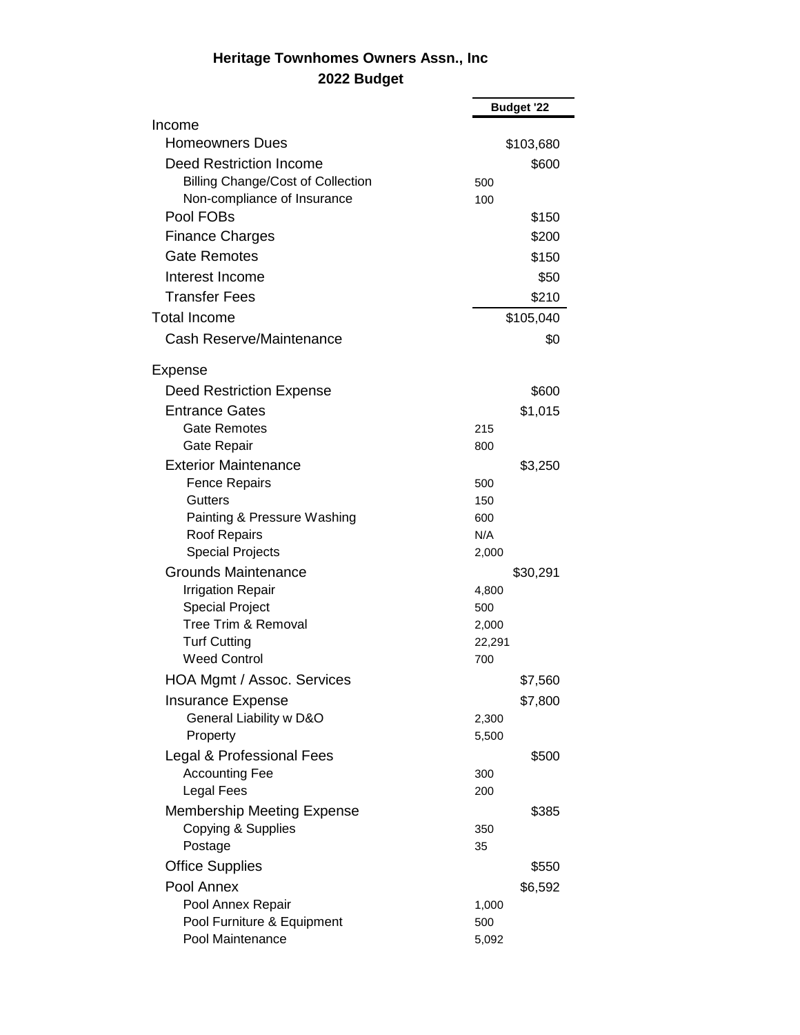# Heritage Townhomes Owners Assn., Inc
## 2022 Budget

| | | Budget '22 |
|---|---|---|
| **Income** | | |
| Homeowners Dues | | $103,680 |
| Deed Restriction Income | | $600 |
| Billing Change/Cost of Collection | 500 | |
| Non-compliance of Insurance | 100 | |
| Pool FOBs | | $150 |
| Finance Charges | | $200 |
| Gate Remotes | | $150 |
| Interest Income | | $50 |
| Transfer Fees | | $210 |
| **Total Income** | | $105,040 |
| Cash Reserve/Maintenance | | $0 |
| **Expense** | | |
| Deed Restriction Expense | | $600 |
| Entrance Gates | | $1,015 |
| Gate Remotes | 215 | |
| Gate Repair | 800 | |
| Exterior Maintenance | | $3,250 |
| Fence Repairs | 500 | |
| Gutters | 150 | |
| Painting & Pressure Washing | 600 | |
| Roof Repairs | N/A | |
| Special Projects | 2,000 | |
| Grounds Maintenance | | $30,291 |
| Irrigation Repair | 4,800 | |
| Special Project | 500 | |
| Tree Trim & Removal | 2,000 | |
| Turf Cutting | 22,291 | |
| Weed Control | 700 | |
| HOA Mgmt / Assoc. Services | | $7,560 |
| Insurance Expense | | $7,800 |
| General Liability w D&O | 2,300 | |
| Property | 5,500 | |
| Legal & Professional Fees | | $500 |
| Accounting Fee | 300 | |
| Legal Fees | 200 | |
| Membership Meeting Expense | | $385 |
| Copying & Supplies | 350 | |
| Postage | 35 | |
| Office Supplies | | $550 |
| Pool Annex | | $6,592 |
| Pool Annex Repair | 1,000 | |
| Pool Furniture & Equipment | 500 | |
| Pool Maintenance | 5,092 | |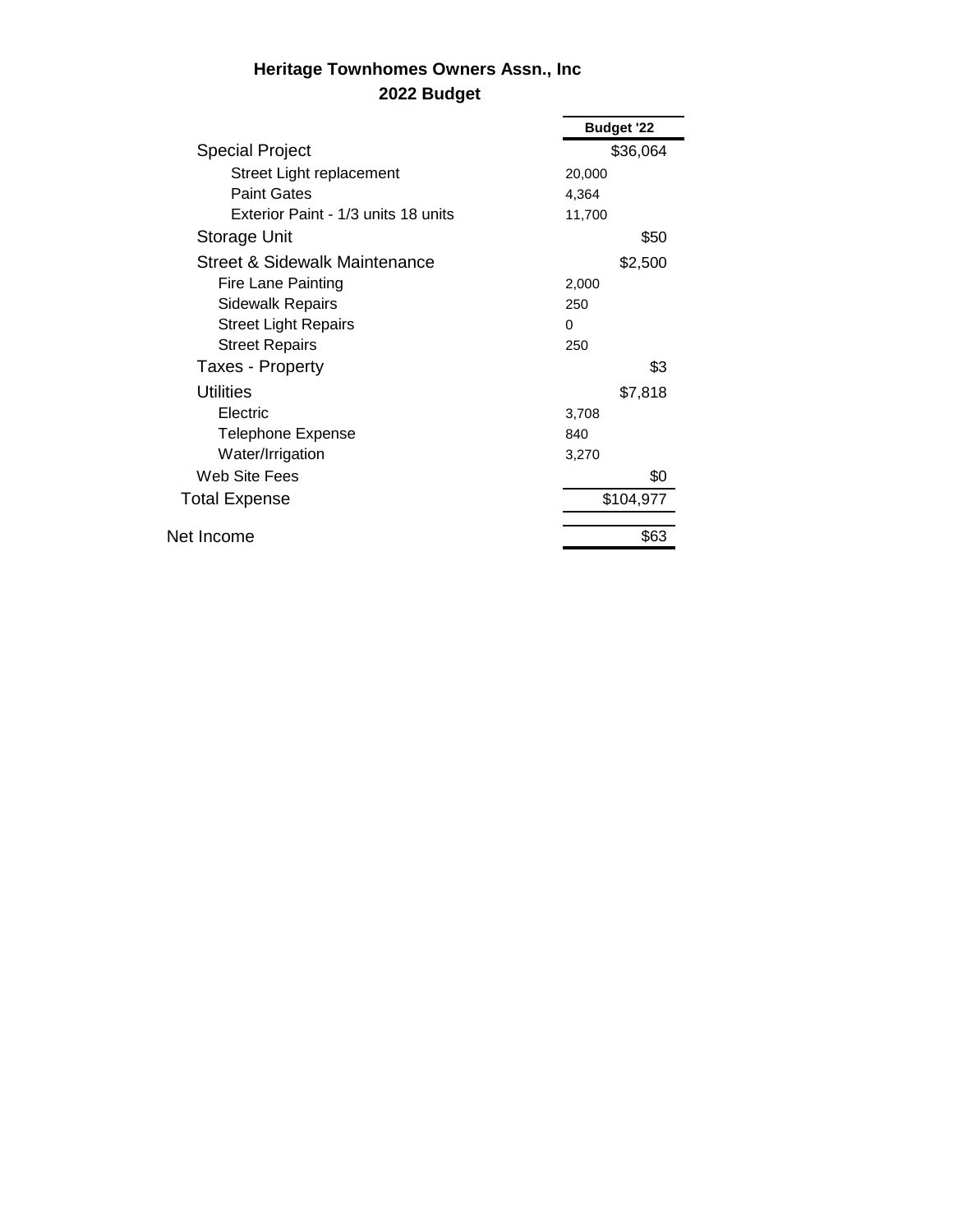## Heritage Townhomes Owners Assn., Inc
## 2022 Budget

| | | Budget '22 |
|---|---|---|
| Special Project | | $36,064 |
| Street Light replacement | 20,000 | |
| Paint Gates | 4,364 | |
| Exterior Paint - 1/3 units 18 units | 11,700 | |
| Storage Unit | | $50 |
| Street & Sidewalk Maintenance | | $2,500 |
| Fire Lane Painting | 2,000 | |
| Sidewalk Repairs | 250 | |
| Street Light Repairs | 0 | |
| Street Repairs | 250 | |
| Taxes - Property | | $3 |
| Utilities | | $7,818 |
| Electric | 3,708 | |
| Telephone Expense | 840 | |
| Water/Irrigation | 3,270 | |
| Web Site Fees | | $0 |
| Total Expense | | $104,977 |
| Net Income | | $63 |